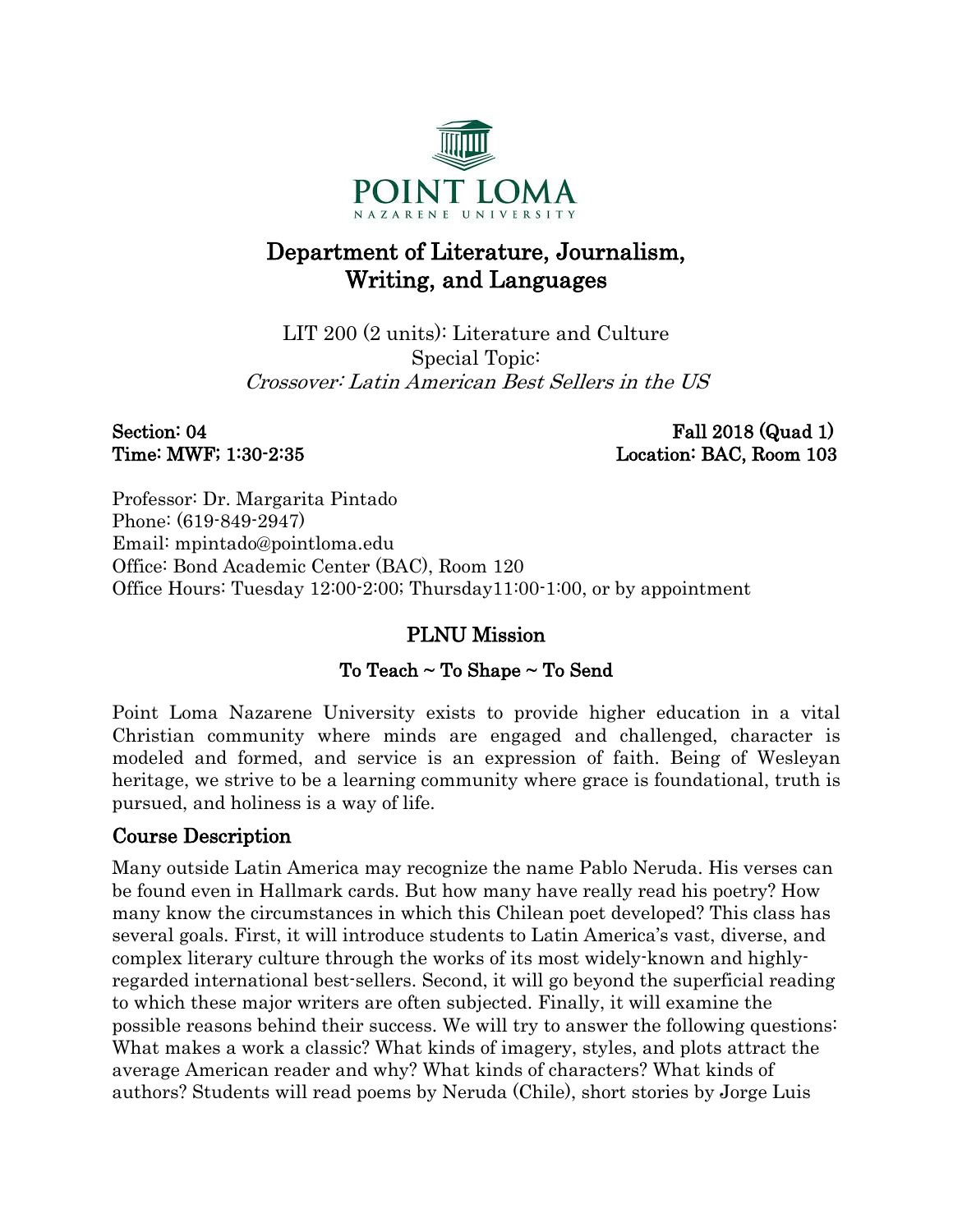POINT LOMA
NAZARENE UNIVERSITY

# Department of Literature, Journalism, Writing, and Languages

LIT 200 (2 units): Literature and Culture
Special Topic:
*Crossover: Latin American Best Sellers in the US*

**Section: 04** **Fall 2018 (Quad 1)**
**Time: MWF; 1:30-2:35** **Location: BAC, Room 103**

Professor: Dr. Margarita Pintado
Phone: (619-849-2947)
Email: mpintado@pointloma.edu
Office: Bond Academic Center (BAC), Room 120
Office Hours: Tuesday 12:00-2:00; Thursday11:00-1:00, or by appointment

## PLNU Mission

### To Teach ~ To Shape ~ To Send

Point Loma Nazarene University exists to provide higher education in a vital Christian community where minds are engaged and challenged, character is modeled and formed, and service is an expression of faith. Being of Wesleyan heritage, we strive to be a learning community where grace is foundational, truth is pursued, and holiness is a way of life.

## Course Description

Many outside Latin America may recognize the name Pablo Neruda. His verses can be found even in Hallmark cards. But how many have really read his poetry? How many know the circumstances in which this Chilean poet developed? This class has several goals. First, it will introduce students to Latin America's vast, diverse, and complex literary culture through the works of its most widely-known and highly-regarded international best-sellers. Second, it will go beyond the superficial reading to which these major writers are often subjected. Finally, it will examine the possible reasons behind their success. We will try to answer the following questions: What makes a work a classic? What kinds of imagery, styles, and plots attract the average American reader and why? What kinds of characters? What kinds of authors? Students will read poems by Neruda (Chile), short stories by Jorge Luis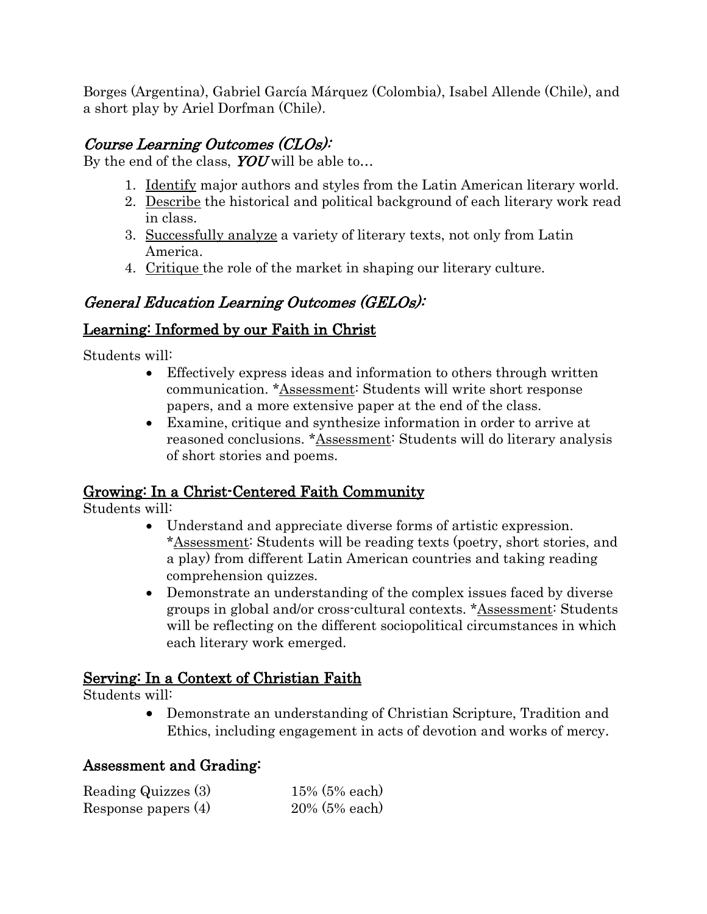Borges (Argentina), Gabriel García Márquez (Colombia), Isabel Allende (Chile), and a short play by Ariel Dorfman (Chile).

## *Course Learning Outcomes (CLOs):*

By the end of the class, ***YOU*** will be able to…

1. Identify major authors and styles from the Latin American literary world.
2. Describe the historical and political background of each literary work read in class.
3. Successfully analyze a variety of literary texts, not only from Latin America.
4. Critique the role of the market in shaping our literary culture.

## *General Education Learning Outcomes (GELOs):*

### Learning: Informed by our Faith in Christ

Students will:

- Effectively express ideas and information to others through written communication. *Assessment: Students will write short response papers, and a more extensive paper at the end of the class.
- Examine, critique and synthesize information in order to arrive at reasoned conclusions. *Assessment: Students will do literary analysis of short stories and poems.

### Growing: In a Christ-Centered Faith Community

Students will:

- Understand and appreciate diverse forms of artistic expression. *Assessment: Students will be reading texts (poetry, short stories, and a play) from different Latin American countries and taking reading comprehension quizzes.
- Demonstrate an understanding of the complex issues faced by diverse groups in global and/or cross-cultural contexts. *Assessment: Students will be reflecting on the different sociopolitical circumstances in which each literary work emerged.

### Serving: In a Context of Christian Faith

Students will:

- Demonstrate an understanding of Christian Scripture, Tradition and Ethics, including engagement in acts of devotion and works of mercy.

## Assessment and Grading:

| | |
|---|---|
| Reading Quizzes (3) | 15% (5% each) |
| Response papers (4) | 20% (5% each) |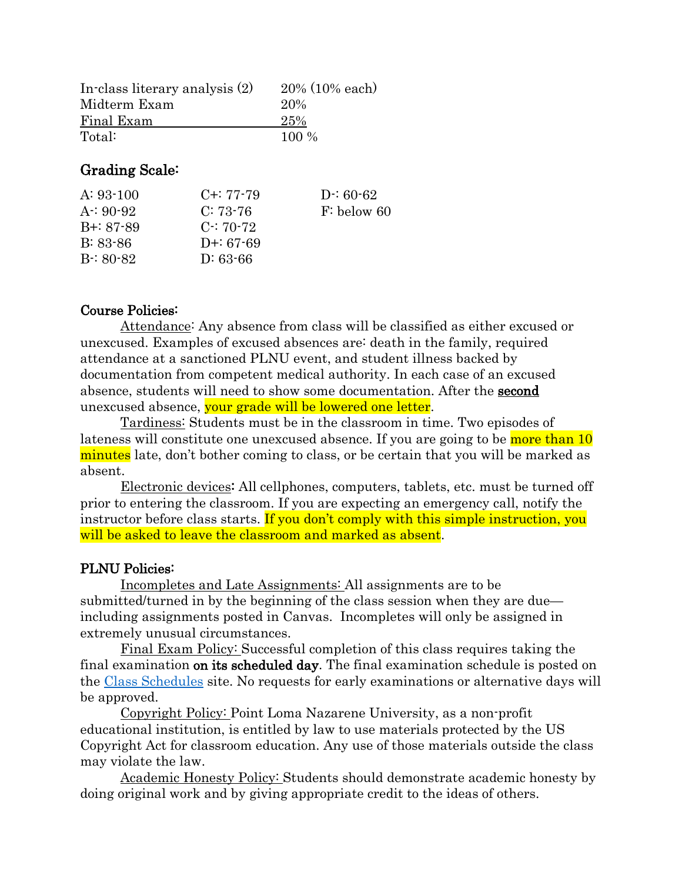| | |
|---|---|
| In-class literary analysis (2) | 20% (10% each) |
| Midterm Exam | 20% |
| Final Exam | 25% |
| Total: | 100 % |

### Grading Scale:

| | | |
|---|---|---|
| A: 93-100 | C+: 77-79 | D-: 60-62 |
| A-: 90-92 | C: 73-76 | F: below 60 |
| B+: 87-89 | C-: 70-72 | |
| B: 83-86 | D+: 67-69 | |
| B-: 80-82 | D: 63-66 | |

### Course Policies:

Attendance: Any absence from class will be classified as either excused or unexcused. Examples of excused absences are: death in the family, required attendance at a sanctioned PLNU event, and student illness backed by documentation from competent medical authority. In each case of an excused absence, students will need to show some documentation. After the **second** unexcused absence, your grade will be lowered one letter.

Tardiness: Students must be in the classroom in time. Two episodes of lateness will constitute one unexcused absence. If you are going to be more than 10 minutes late, don't bother coming to class, or be certain that you will be marked as absent.

Electronic devices**:** All cellphones, computers, tablets, etc. must be turned off prior to entering the classroom. If you are expecting an emergency call, notify the instructor before class starts. If you don't comply with this simple instruction, you will be asked to leave the classroom and marked as absent.

### PLNU Policies:

Incompletes and Late Assignments: All assignments are to be submitted/turned in by the beginning of the class session when they are due—including assignments posted in Canvas. Incompletes will only be assigned in extremely unusual circumstances.

Final Exam Policy: Successful completion of this class requires taking the final examination **on its scheduled day**. The final examination schedule is posted on the Class Schedules site. No requests for early examinations or alternative days will be approved.

Copyright Policy: Point Loma Nazarene University, as a non-profit educational institution, is entitled by law to use materials protected by the US Copyright Act for classroom education. Any use of those materials outside the class may violate the law.

Academic Honesty Policy: Students should demonstrate academic honesty by doing original work and by giving appropriate credit to the ideas of others.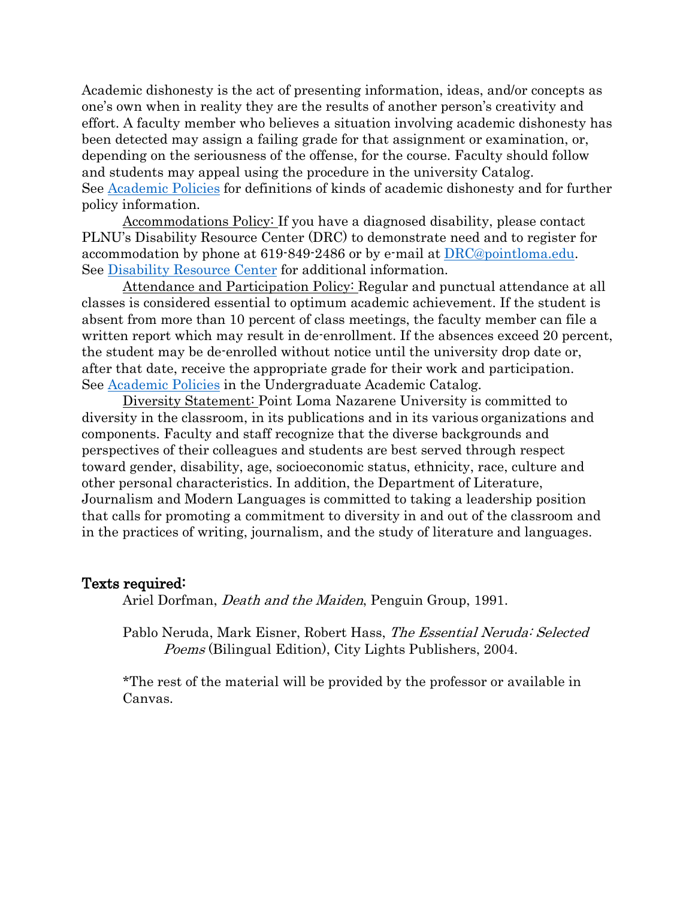Academic dishonesty is the act of presenting information, ideas, and/or concepts as one's own when in reality they are the results of another person's creativity and effort. A faculty member who believes a situation involving academic dishonesty has been detected may assign a failing grade for that assignment or examination, or, depending on the seriousness of the offense, for the course. Faculty should follow and students may appeal using the procedure in the university Catalog. See [Academic Policies] for definitions of kinds of academic dishonesty and for further policy information.

Accommodations Policy: If you have a diagnosed disability, please contact PLNU's Disability Resource Center (DRC) to demonstrate need and to register for accommodation by phone at 619-849-2486 or by e-mail at DRC@pointloma.edu. See Disability Resource Center for additional information.

Attendance and Participation Policy: Regular and punctual attendance at all classes is considered essential to optimum academic achievement. If the student is absent from more than 10 percent of class meetings, the faculty member can file a written report which may result in de-enrollment. If the absences exceed 20 percent, the student may be de-enrolled without notice until the university drop date or, after that date, receive the appropriate grade for their work and participation. See Academic Policies in the Undergraduate Academic Catalog.

Diversity Statement: Point Loma Nazarene University is committed to diversity in the classroom, in its publications and in its various organizations and components. Faculty and staff recognize that the diverse backgrounds and perspectives of their colleagues and students are best served through respect toward gender, disability, age, socioeconomic status, ethnicity, race, culture and other personal characteristics. In addition, the Department of Literature, Journalism and Modern Languages is committed to taking a leadership position that calls for promoting a commitment to diversity in and out of the classroom and in the practices of writing, journalism, and the study of literature and languages.

## Texts required:

Ariel Dorfman, *Death and the Maiden*, Penguin Group, 1991.

Pablo Neruda, Mark Eisner, Robert Hass, *The Essential Neruda: Selected Poems* (Bilingual Edition), City Lights Publishers, 2004.

*The rest of the material will be provided by the professor or available in Canvas.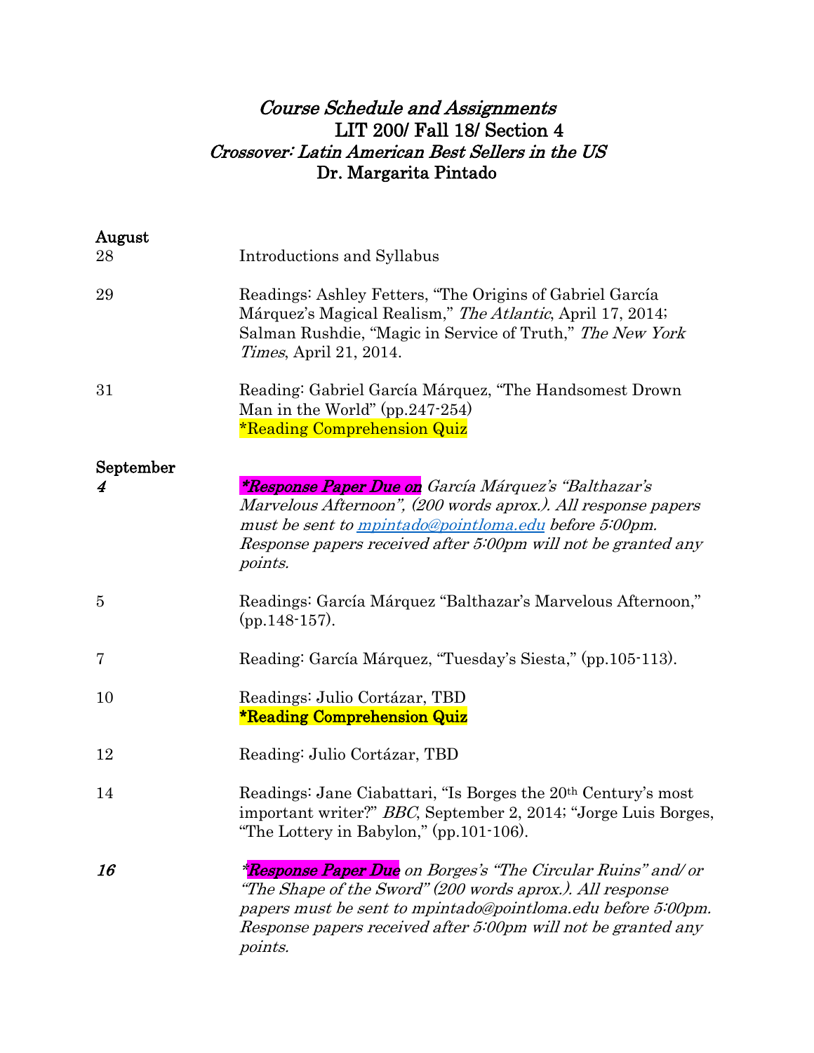# *Course Schedule and Assignments*
## LIT 200/ Fall 18/ Section 4
### *Crossover: Latin American Best Sellers in the US*
### Dr. Margarita Pintado

**August**

28 Introductions and Syllabus

29 Readings: Ashley Fetters, "The Origins of Gabriel García Márquez's Magical Realism," *The Atlantic*, April 17, 2014; Salman Rushdie, "Magic in Service of Truth," *The New York Times*, April 21, 2014.

31 Reading: Gabriel García Márquez, "The Handsomest Drown Man in the World" (pp.247-254)
*Reading Comprehension Quiz

**September**

***4*** ***\*Response Paper Due on*** *García Márquez's "Balthazar's Marvelous Afternoon", (200 words aprox.). All response papers must be sent to mpintado@pointloma.edu before 5:00pm. Response papers received after 5:00pm will not be granted any points.*

5 Readings: García Márquez "Balthazar's Marvelous Afternoon," (pp.148-157).

7 Reading: García Márquez, "Tuesday's Siesta," (pp.105-113).

10 Readings: Julio Cortázar, TBD
**\*Reading Comprehension Quiz**

12 Reading: Julio Cortázar, TBD

14 Readings: Jane Ciabattari, "Is Borges the 20th Century's most important writer?" *BBC*, September 2, 2014; "Jorge Luis Borges, "The Lottery in Babylon," (pp.101-106).

***16*** *\*Response Paper Due on Borges's "The Circular Ruins" and/ or "The Shape of the Sword" (200 words aprox.). All response papers must be sent to mpintado@pointloma.edu before 5:00pm. Response papers received after 5:00pm will not be granted any points.*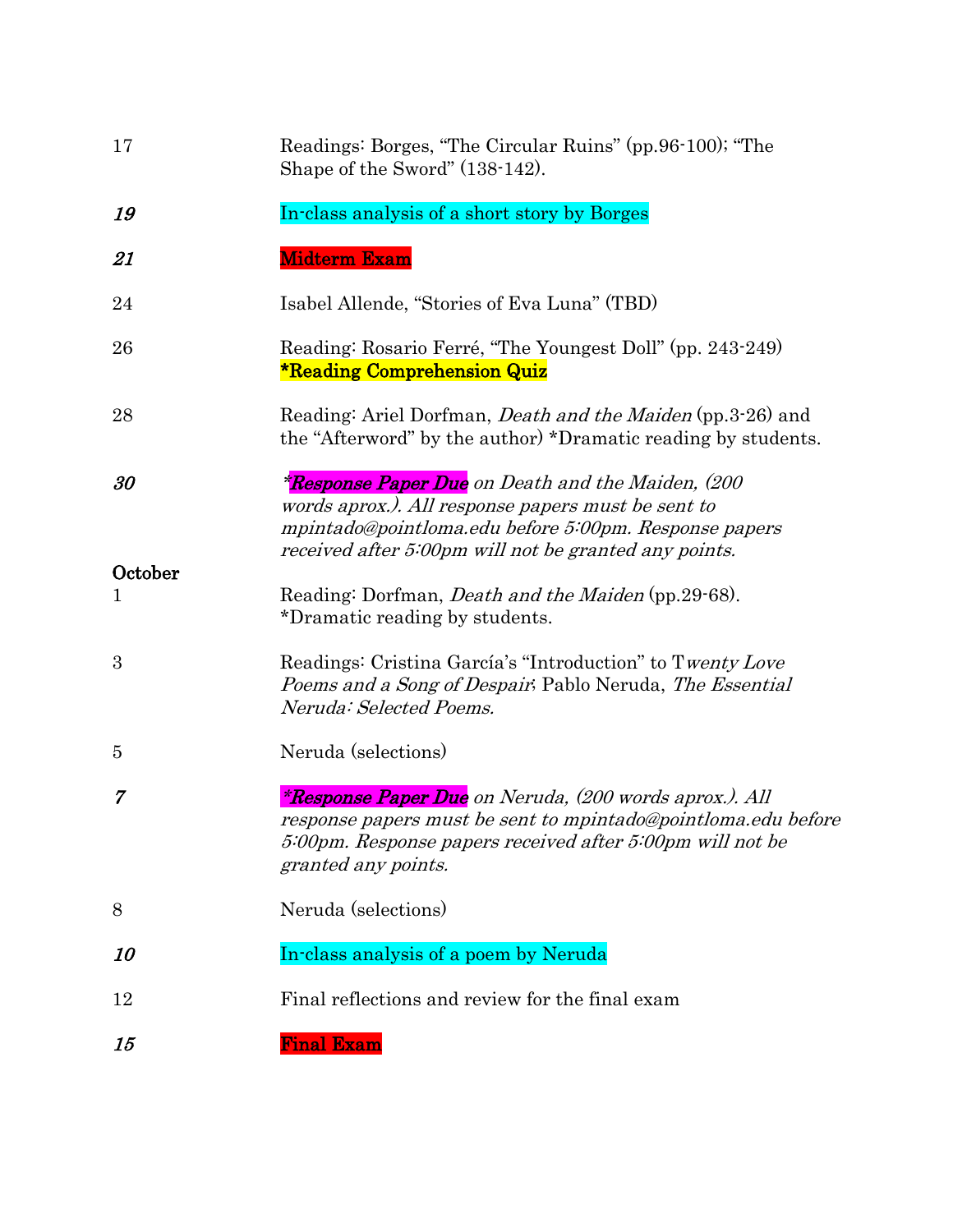| | |
|---|---|
| 17 | Readings: Borges, “The Circular Ruins” (pp.96-100); “The Shape of the Sword” (138-142). |
| *19* | In-class analysis of a short story by Borges |
| *21* | Midterm Exam |
| 24 | Isabel Allende, “Stories of Eva Luna” (TBD) |
| 26 | Reading: Rosario Ferré, “The Youngest Doll” (pp. 243-249) **\*Reading Comprehension Quiz** |
| 28 | Reading: Ariel Dorfman, *Death and the Maiden* (pp.3-26) and the “Afterword” by the author) *Dramatic reading by students. |
| ***30*** | **\****Response Paper Due*** *on Death and the Maiden, (200 words aprox.). All response papers must be sent to mpintado@pointloma.edu before 5:00pm. Response papers received after 5:00pm will not be granted any points.* |
| **October** | |
| 1 | Reading: Dorfman, *Death and the Maiden* (pp.29-68). *Dramatic reading by students. |
| 3 | Readings: Cristina García’s “Introduction” to T*wenty Love Poems and a Song of Despair*; Pablo Neruda, *The Essential Neruda: Selected Poems.* |
| 5 | Neruda (selections) |
| ***7*** | ***\*Response Paper Due*** *on Neruda, (200 words aprox.). All response papers must be sent to mpintado@pointloma.edu before 5:00pm. Response papers received after 5:00pm will not be granted any points.* |
| 8 | Neruda (selections) |
| *10* | In-class analysis of a poem by Neruda |
| 12 | Final reflections and review for the final exam |
| *15* | Final Exam |